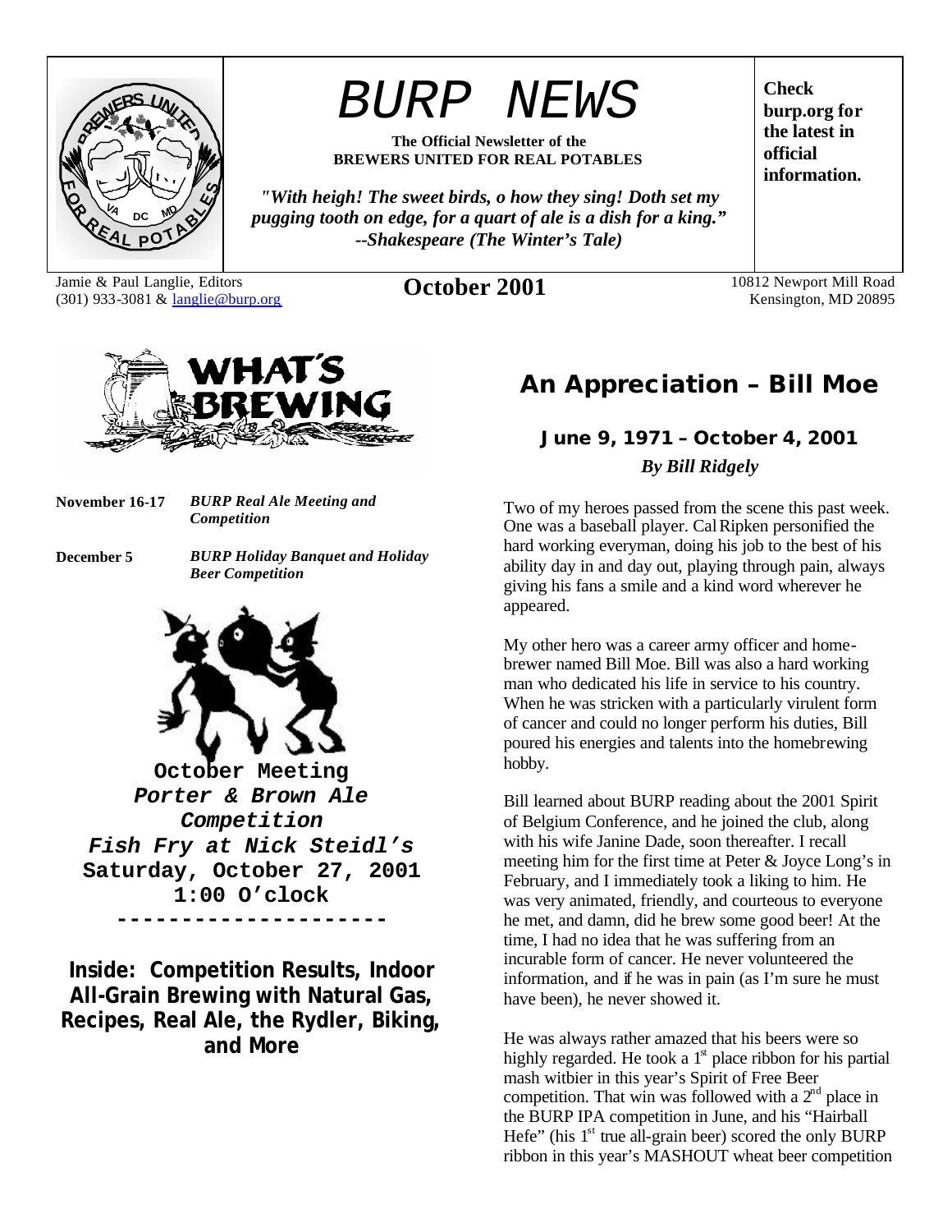# BURP NEWS

**The Official Newsletter of the BREWERS UNITED FOR REAL POTABLES**

*"With heigh! The sweet birds, o how they sing! Doth set my pugging tooth on edge, for a quart of ale is a dish for a king." --Shakespeare (The Winter's Tale)*

**Check burp.org for the latest in official information.**

Jamie & Paul Langlie, Editors
(301) 933-3081 & langlie@burp.org

**October 2001**

10812 Newport Mill Road
Kensington, MD 20895

## WHAT'S BREWING

**November 16-17** *BURP Real Ale Meeting and Competition*

**December 5** *BURP Holiday Banquet and Holiday Beer Competition*

**October Meeting**
***Porter & Brown Ale Competition***
***Fish Fry at Nick Steidl's***
**Saturday, October 27, 2001**
**1:00 O'clock**

**Inside: Competition Results, Indoor All-Grain Brewing with Natural Gas, Recipes, Real Ale, the Rydler, Biking, and More**

## An Appreciation – Bill Moe

### June 9, 1971 – October 4, 2001

*By Bill Ridgely*

Two of my heroes passed from the scene this past week. One was a baseball player. Cal Ripken personified the hard working everyman, doing his job to the best of his ability day in and day out, playing through pain, always giving his fans a smile and a kind word wherever he appeared.

My other hero was a career army officer and home-brewer named Bill Moe. Bill was also a hard working man who dedicated his life in service to his country. When he was stricken with a particularly virulent form of cancer and could no longer perform his duties, Bill poured his energies and talents into the homebrewing hobby.

Bill learned about BURP reading about the 2001 Spirit of Belgium Conference, and he joined the club, along with his wife Janine Dade, soon thereafter. I recall meeting him for the first time at Peter & Joyce Long's in February, and I immediately took a liking to him. He was very animated, friendly, and courteous to everyone he met, and damn, did he brew some good beer! At the time, I had no idea that he was suffering from an incurable form of cancer. He never volunteered the information, and if he was in pain (as I'm sure he must have been), he never showed it.

He was always rather amazed that his beers were so highly regarded. He took a 1st place ribbon for his partial mash witbier in this year's Spirit of Free Beer competition. That win was followed with a 2nd place in the BURP IPA competition in June, and his "Hairball Hefe" (his 1st true all-grain beer) scored the only BURP ribbon in this year's MASHOUT wheat beer competition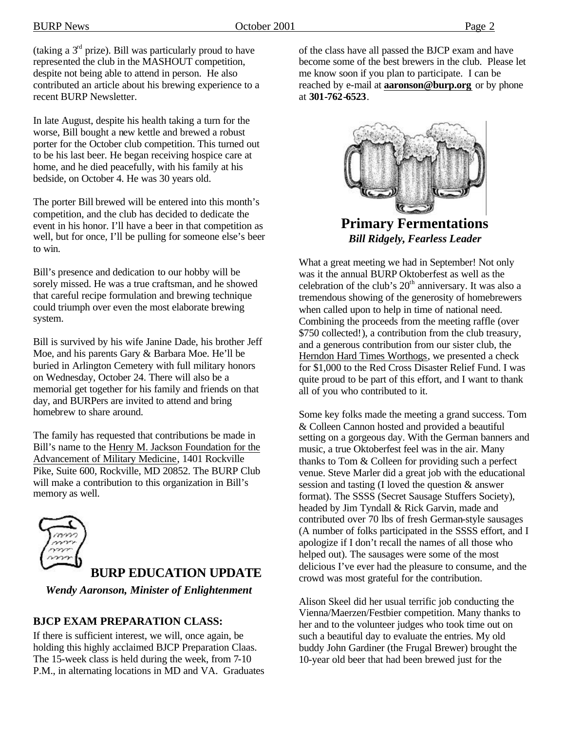(taking a 3rd prize). Bill was particularly proud to have represented the club in the MASHOUT competition, despite not being able to attend in person. He also contributed an article about his brewing experience to a recent BURP Newsletter.

In late August, despite his health taking a turn for the worse, Bill bought a new kettle and brewed a robust porter for the October club competition. This turned out to be his last beer. He began receiving hospice care at home, and he died peacefully, with his family at his bedside, on October 4. He was 30 years old.

The porter Bill brewed will be entered into this month's competition, and the club has decided to dedicate the event in his honor. I'll have a beer in that competition as well, but for once, I'll be pulling for someone else's beer to win.

Bill's presence and dedication to our hobby will be sorely missed. He was a true craftsman, and he showed that careful recipe formulation and brewing technique could triumph over even the most elaborate brewing system.

Bill is survived by his wife Janine Dade, his brother Jeff Moe, and his parents Gary & Barbara Moe. He'll be buried in Arlington Cemetery with full military honors on Wednesday, October 24. There will also be a memorial get together for his family and friends on that day, and BURPers are invited to attend and bring homebrew to share around.

The family has requested that contributions be made in Bill's name to the Henry M. Jackson Foundation for the Advancement of Military Medicine, 1401 Rockville Pike, Suite 600, Rockville, MD 20852. The BURP Club will make a contribution to this organization in Bill's memory as well.

## BURP EDUCATION UPDATE

***Wendy Aaronson, Minister of Enlightenment***

### BJCP EXAM PREPARATION CLASS:

If there is sufficient interest, we will, once again, be holding this highly acclaimed BJCP Preparation Claas. The 15-week class is held during the week, from 7-10 P.M., in alternating locations in MD and VA. Graduates of the class have all passed the BJCP exam and have become some of the best brewers in the club. Please let me know soon if you plan to participate. I can be reached by e-mail at **aaronson@burp.org** or by phone at **301-762-6523**.

## Primary Fermentations

***Bill Ridgely, Fearless Leader***

What a great meeting we had in September! Not only was it the annual BURP Oktoberfest as well as the celebration of the club's 20th anniversary. It was also a tremendous showing of the generosity of homebrewers when called upon to help in time of national need. Combining the proceeds from the meeting raffle (over $750 collected!), a contribution from the club treasury, and a generous contribution from our sister club, the Herndon Hard Times Worthogs, we presented a check for $1,000 to the Red Cross Disaster Relief Fund. I was quite proud to be part of this effort, and I want to thank all of you who contributed to it.

Some key folks made the meeting a grand success. Tom & Colleen Cannon hosted and provided a beautiful setting on a gorgeous day. With the German banners and music, a true Oktoberfest feel was in the air. Many thanks to Tom & Colleen for providing such a perfect venue. Steve Marler did a great job with the educational session and tasting (I loved the question & answer format). The SSSS (Secret Sausage Stuffers Society), headed by Jim Tyndall & Rick Garvin, made and contributed over 70 lbs of fresh German-style sausages (A number of folks participated in the SSSS effort, and I apologize if I don't recall the names of all those who helped out). The sausages were some of the most delicious I've ever had the pleasure to consume, and the crowd was most grateful for the contribution.

Alison Skeel did her usual terrific job conducting the Vienna/Maerzen/Festbier competition. Many thanks to her and to the volunteer judges who took time out on such a beautiful day to evaluate the entries. My old buddy John Gardiner (the Frugal Brewer) brought the 10-year old beer that had been brewed just for the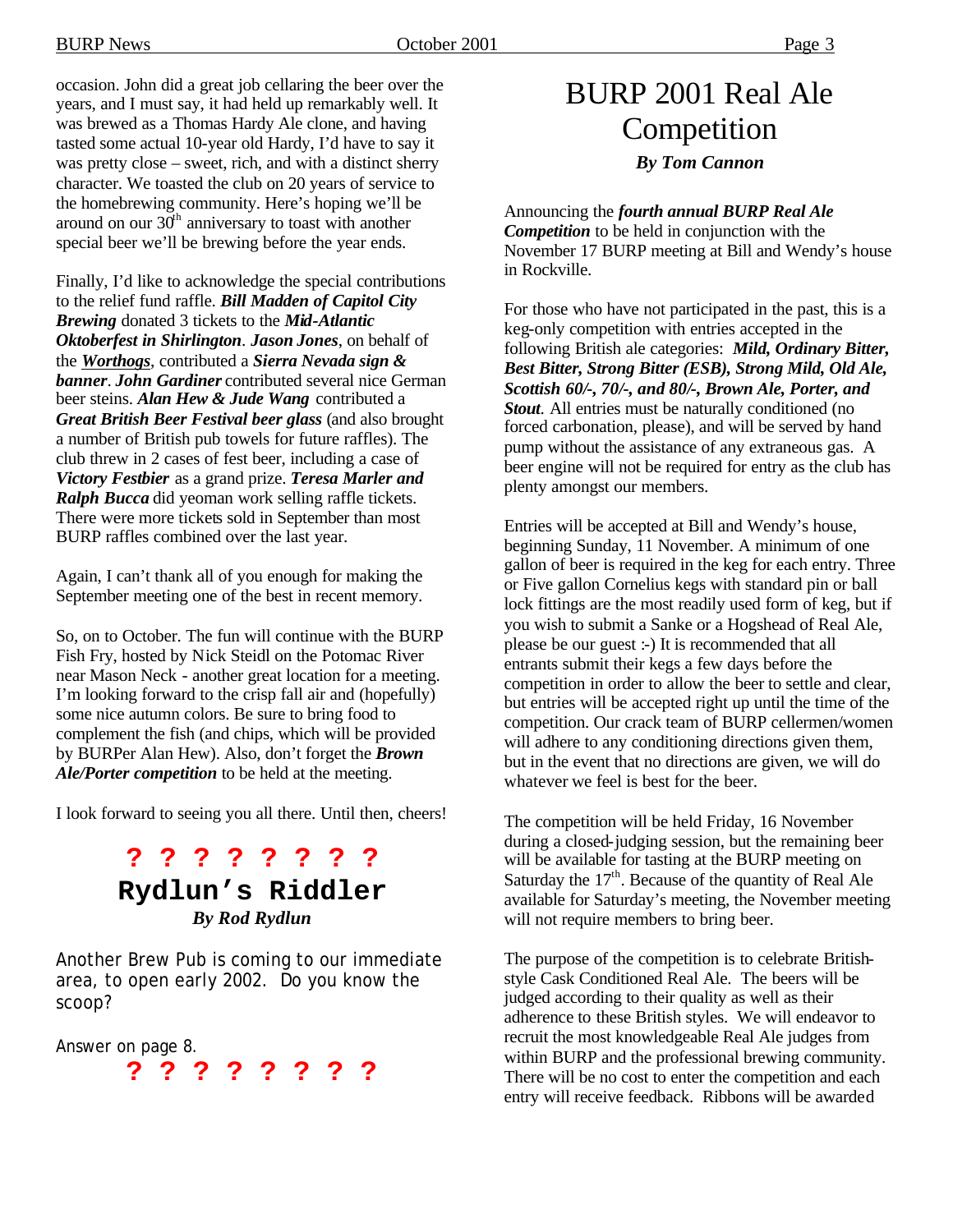occasion. John did a great job cellaring the beer over the years, and I must say, it had held up remarkably well. It was brewed as a Thomas Hardy Ale clone, and having tasted some actual 10-year old Hardy, I'd have to say it was pretty close – sweet, rich, and with a distinct sherry character. We toasted the club on 20 years of service to the homebrewing community. Here's hoping we'll be around on our 30th anniversary to toast with another special beer we'll be brewing before the year ends.

Finally, I'd like to acknowledge the special contributions to the relief fund raffle. ***Bill Madden of Capitol City Brewing*** donated 3 tickets to the ***Mid-Atlantic Oktoberfest in Shirlington***. ***Jason Jones***, on behalf of the ***Worthogs***, contributed a ***Sierra Nevada sign & banner***. ***John Gardiner*** contributed several nice German beer steins. ***Alan Hew & Jude Wang*** contributed a ***Great British Beer Festival beer glass*** (and also brought a number of British pub towels for future raffles). The club threw in 2 cases of fest beer, including a case of ***Victory Festbier*** as a grand prize. ***Teresa Marler and Ralph Bucca*** did yeoman work selling raffle tickets. There were more tickets sold in September than most BURP raffles combined over the last year.

Again, I can't thank all of you enough for making the September meeting one of the best in recent memory.

So, on to October. The fun will continue with the BURP Fish Fry, hosted by Nick Steidl on the Potomac River near Mason Neck - another great location for a meeting. I'm looking forward to the crisp fall air and (hopefully) some nice autumn colors. Be sure to bring food to complement the fish (and chips, which will be provided by BURPer Alan Hew). Also, don't forget the ***Brown Ale/Porter competition*** to be held at the meeting.

I look forward to seeing you all there. Until then, cheers!

**? ? ? ? ? ? ? ?**

## Rydlun's Riddler

***By Rod Rydlun***

Another Brew Pub is coming to our immediate area, to open early 2002. Do you know the scoop?

Answer on page 8.

**? ? ? ? ? ? ? ?**

# BURP 2001 Real Ale Competition

***By Tom Cannon***

Announcing the ***fourth annual BURP Real Ale Competition*** to be held in conjunction with the November 17 BURP meeting at Bill and Wendy's house in Rockville.

For those who have not participated in the past, this is a keg-only competition with entries accepted in the following British ale categories: ***Mild, Ordinary Bitter, Best Bitter, Strong Bitter (ESB), Strong Mild, Old Ale, Scottish 60/-, 70/-, and 80/-, Brown Ale, Porter, and Stout***. All entries must be naturally conditioned (no forced carbonation, please), and will be served by hand pump without the assistance of any extraneous gas. A beer engine will not be required for entry as the club has plenty amongst our members.

Entries will be accepted at Bill and Wendy's house, beginning Sunday, 11 November. A minimum of one gallon of beer is required in the keg for each entry. Three or Five gallon Cornelius kegs with standard pin or ball lock fittings are the most readily used form of keg, but if you wish to submit a Sanke or a Hogshead of Real Ale, please be our guest :-) It is recommended that all entrants submit their kegs a few days before the competition in order to allow the beer to settle and clear, but entries will be accepted right up until the time of the competition. Our crack team of BURP cellermen/women will adhere to any conditioning directions given them, but in the event that no directions are given, we will do whatever we feel is best for the beer.

The competition will be held Friday, 16 November during a closed-judging session, but the remaining beer will be available for tasting at the BURP meeting on Saturday the 17th. Because of the quantity of Real Ale available for Saturday's meeting, the November meeting will not require members to bring beer.

The purpose of the competition is to celebrate British-style Cask Conditioned Real Ale. The beers will be judged according to their quality as well as their adherence to these British styles. We will endeavor to recruit the most knowledgeable Real Ale judges from within BURP and the professional brewing community. There will be no cost to enter the competition and each entry will receive feedback. Ribbons will be awarded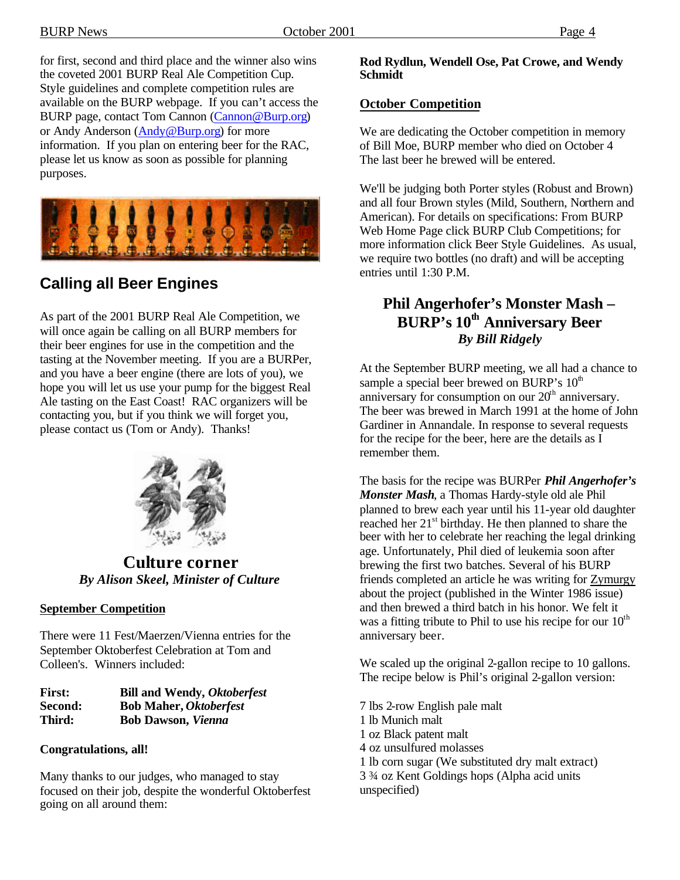for first, second and third place and the winner also wins the coveted 2001 BURP Real Ale Competition Cup. Style guidelines and complete competition rules are available on the BURP webpage. If you can't access the BURP page, contact Tom Cannon (Cannon@Burp.org) or Andy Anderson (Andy@Burp.org) for more information. If you plan on entering beer for the RAC, please let us know as soon as possible for planning purposes.

## Calling all Beer Engines

As part of the 2001 BURP Real Ale Competition, we will once again be calling on all BURP members for their beer engines for use in the competition and the tasting at the November meeting. If you are a BURPer, and you have a beer engine (there are lots of you), we hope you will let us use your pump for the biggest Real Ale tasting on the East Coast! RAC organizers will be contacting you, but if you think we will forget you, please contact us (Tom or Andy). Thanks!

## Culture corner

***By Alison Skeel, Minister of Culture***

**September Competition**

There were 11 Fest/Maerzen/Vienna entries for the September Oktoberfest Celebration at Tom and Colleen's. Winners included:

| | |
|---|---|
| **First:** | **Bill and Wendy, *Oktoberfest*** |
| **Second:** | **Bob Maher, *Oktoberfest*** |
| **Third:** | **Bob Dawson, *Vienna*** |

**Congratulations, all!**

Many thanks to our judges, who managed to stay focused on their job, despite the wonderful Oktoberfest going on all around them:

**Rod Rydlun, Wendell Ose, Pat Crowe, and Wendy Schmidt**

**October Competition**

We are dedicating the October competition in memory of Bill Moe, BURP member who died on October 4 The last beer he brewed will be entered.

We'll be judging both Porter styles (Robust and Brown) and all four Brown styles (Mild, Southern, Northern and American). For details on specifications: From BURP Web Home Page click BURP Club Competitions; for more information click Beer Style Guidelines. As usual, we require two bottles (no draft) and will be accepting entries until 1:30 P.M.

## Phil Angerhofer's Monster Mash – BURP's 10th Anniversary Beer

***By Bill Ridgely***

At the September BURP meeting, we all had a chance to sample a special beer brewed on BURP's 10th anniversary for consumption on our 20th anniversary. The beer was brewed in March 1991 at the home of John Gardiner in Annandale. In response to several requests for the recipe for the beer, here are the details as I remember them.

The basis for the recipe was BURPer ***Phil Angerhofer's Monster Mash***, a Thomas Hardy-style old ale Phil planned to brew each year until his 11-year old daughter reached her 21st birthday. He then planned to share the beer with her to celebrate her reaching the legal drinking age. Unfortunately, Phil died of leukemia soon after brewing the first two batches. Several of his BURP friends completed an article he was writing for Zymurgy about the project (published in the Winter 1986 issue) and then brewed a third batch in his honor. We felt it was a fitting tribute to Phil to use his recipe for our 10th anniversary beer.

We scaled up the original 2-gallon recipe to 10 gallons. The recipe below is Phil's original 2-gallon version:

7 lbs 2-row English pale malt
1 lb Munich malt
1 oz Black patent malt
4 oz unsulfured molasses
1 lb corn sugar (We substituted dry malt extract)
3 ¾ oz Kent Goldings hops (Alpha acid units unspecified)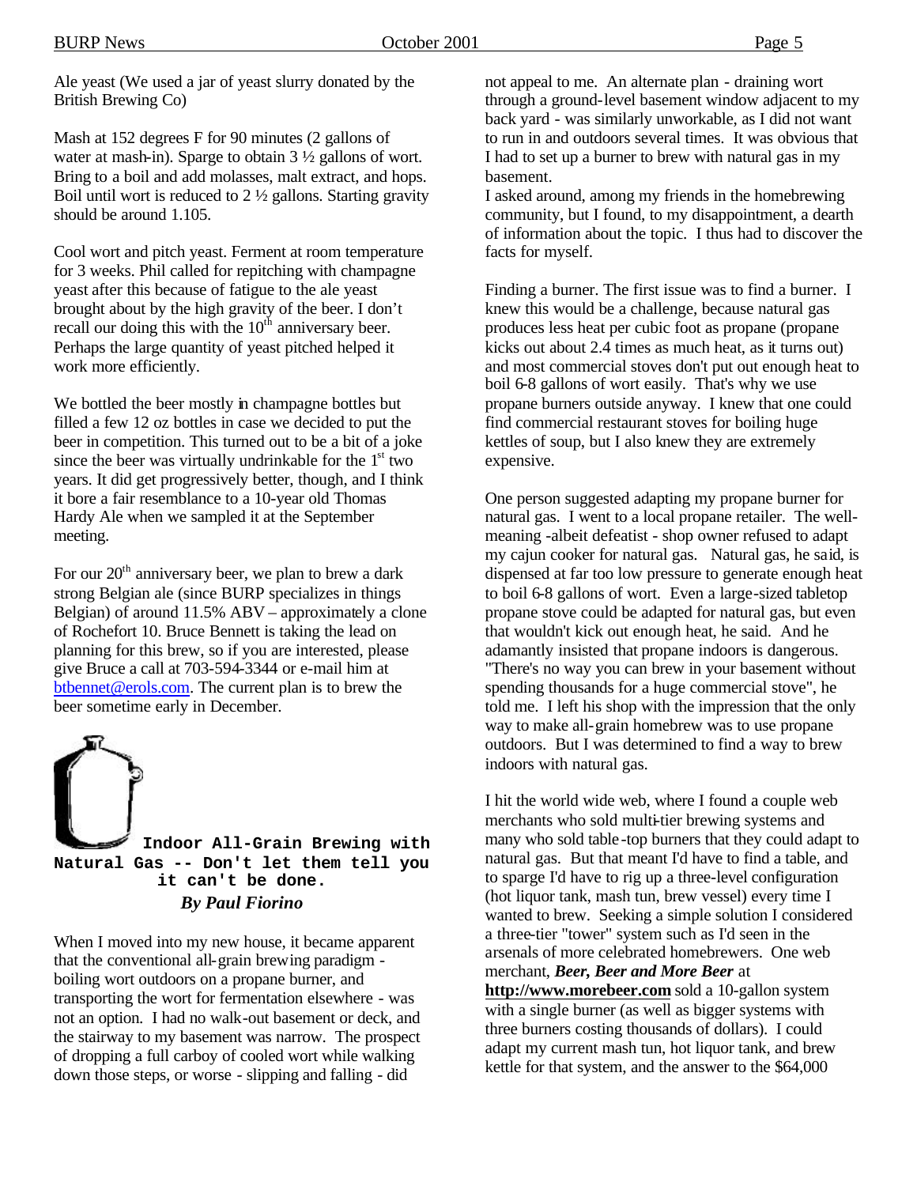Ale yeast (We used a jar of yeast slurry donated by the British Brewing Co)

Mash at 152 degrees F for 90 minutes (2 gallons of water at mash-in). Sparge to obtain 3 ½ gallons of wort. Bring to a boil and add molasses, malt extract, and hops. Boil until wort is reduced to 2 ½ gallons. Starting gravity should be around 1.105.

Cool wort and pitch yeast. Ferment at room temperature for 3 weeks. Phil called for repitching with champagne yeast after this because of fatigue to the ale yeast brought about by the high gravity of the beer. I don't recall our doing this with the 10th anniversary beer. Perhaps the large quantity of yeast pitched helped it work more efficiently.

We bottled the beer mostly in champagne bottles but filled a few 12 oz bottles in case we decided to put the beer in competition. This turned out to be a bit of a joke since the beer was virtually undrinkable for the 1st two years. It did get progressively better, though, and I think it bore a fair resemblance to a 10-year old Thomas Hardy Ale when we sampled it at the September meeting.

For our 20th anniversary beer, we plan to brew a dark strong Belgian ale (since BURP specializes in things Belgian) of around 11.5% ABV – approximately a clone of Rochefort 10. Bruce Bennett is taking the lead on planning for this brew, so if you are interested, please give Bruce a call at 703-594-3344 or e-mail him at btbennet@erols.com. The current plan is to brew the beer sometime early in December.

## Indoor All-Grain Brewing with Natural Gas -- Don't let them tell you it can't be done.

***By Paul Fiorino***

When I moved into my new house, it became apparent that the conventional all-grain brewing paradigm - boiling wort outdoors on a propane burner, and transporting the wort for fermentation elsewhere - was not an option. I had no walk-out basement or deck, and the stairway to my basement was narrow. The prospect of dropping a full carboy of cooled wort while walking down those steps, or worse - slipping and falling - did not appeal to me. An alternate plan - draining wort through a ground-level basement window adjacent to my back yard - was similarly unworkable, as I did not want to run in and outdoors several times. It was obvious that I had to set up a burner to brew with natural gas in my basement.

I asked around, among my friends in the homebrewing community, but I found, to my disappointment, a dearth of information about the topic. I thus had to discover the facts for myself.

Finding a burner. The first issue was to find a burner. I knew this would be a challenge, because natural gas produces less heat per cubic foot as propane (propane kicks out about 2.4 times as much heat, as it turns out) and most commercial stoves don't put out enough heat to boil 6-8 gallons of wort easily. That's why we use propane burners outside anyway. I knew that one could find commercial restaurant stoves for boiling huge kettles of soup, but I also knew they are extremely expensive.

One person suggested adapting my propane burner for natural gas. I went to a local propane retailer. The well-meaning -albeit defeatist - shop owner refused to adapt my cajun cooker for natural gas. Natural gas, he said, is dispensed at far too low pressure to generate enough heat to boil 6-8 gallons of wort. Even a large-sized tabletop propane stove could be adapted for natural gas, but even that wouldn't kick out enough heat, he said. And he adamantly insisted that propane indoors is dangerous. "There's no way you can brew in your basement without spending thousands for a huge commercial stove", he told me. I left his shop with the impression that the only way to make all-grain homebrew was to use propane outdoors. But I was determined to find a way to brew indoors with natural gas.

I hit the world wide web, where I found a couple web merchants who sold multi-tier brewing systems and many who sold table-top burners that they could adapt to natural gas. But that meant I'd have to find a table, and to sparge I'd have to rig up a three-level configuration (hot liquor tank, mash tun, brew vessel) every time I wanted to brew. Seeking a simple solution I considered a three-tier "tower" system such as I'd seen in the arsenals of more celebrated homebrewers. One web merchant, ***Beer, Beer and More Beer*** at **http://www.morebeer.com** sold a 10-gallon system with a single burner (as well as bigger systems with three burners costing thousands of dollars). I could adapt my current mash tun, hot liquor tank, and brew kettle for that system, and the answer to the $64,000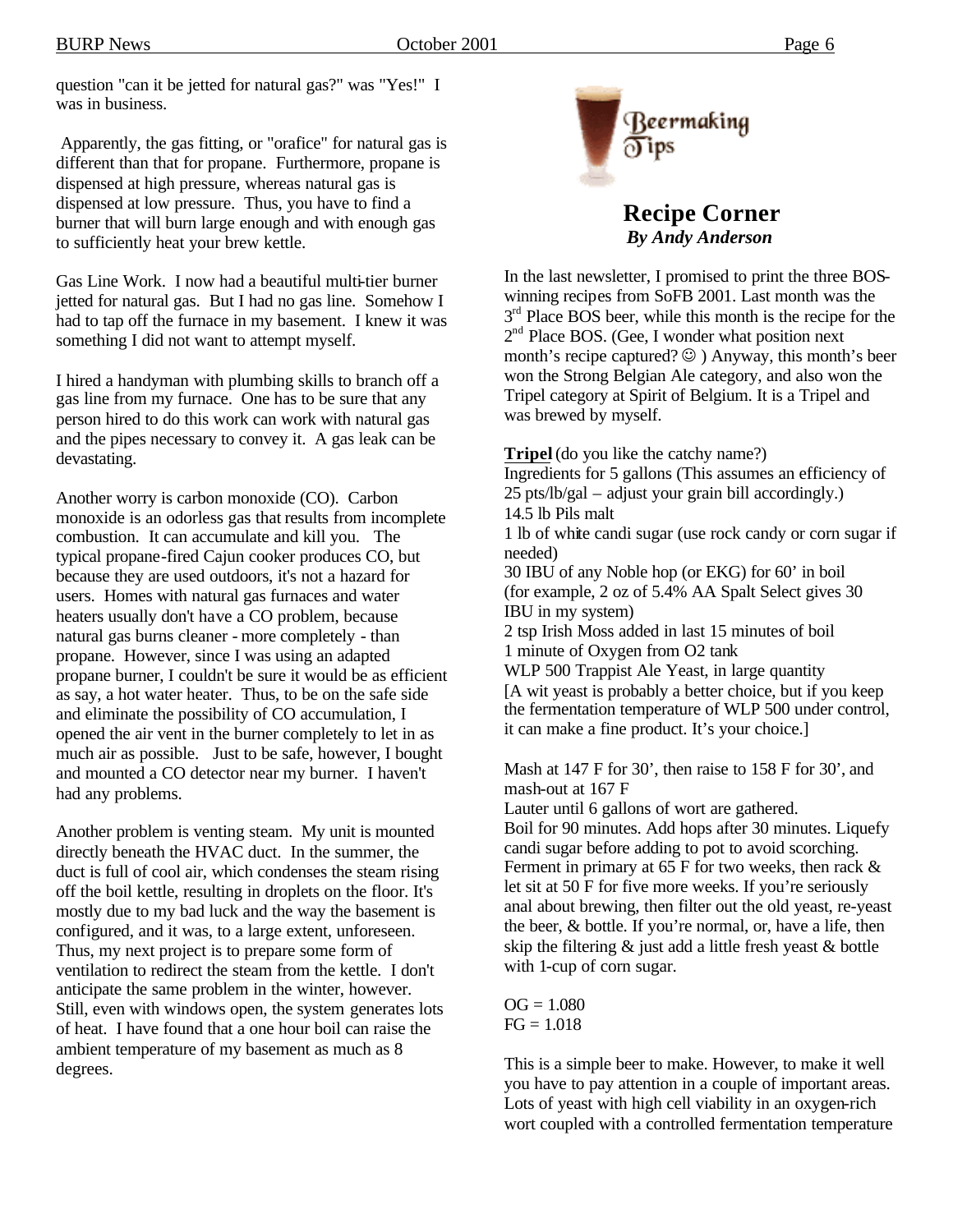question "can it be jetted for natural gas?" was "Yes!" I was in business.

Apparently, the gas fitting, or "orafice" for natural gas is different than that for propane. Furthermore, propane is dispensed at high pressure, whereas natural gas is dispensed at low pressure. Thus, you have to find a burner that will burn large enough and with enough gas to sufficiently heat your brew kettle.

Gas Line Work. I now had a beautiful multi-tier burner jetted for natural gas. But I had no gas line. Somehow I had to tap off the furnace in my basement. I knew it was something I did not want to attempt myself.

I hired a handyman with plumbing skills to branch off a gas line from my furnace. One has to be sure that any person hired to do this work can work with natural gas and the pipes necessary to convey it. A gas leak can be devastating.

Another worry is carbon monoxide (CO). Carbon monoxide is an odorless gas that results from incomplete combustion. It can accumulate and kill you. The typical propane-fired Cajun cooker produces CO, but because they are used outdoors, it's not a hazard for users. Homes with natural gas furnaces and water heaters usually don't have a CO problem, because natural gas burns cleaner - more completely - than propane. However, since I was using an adapted propane burner, I couldn't be sure it would be as efficient as say, a hot water heater. Thus, to be on the safe side and eliminate the possibility of CO accumulation, I opened the air vent in the burner completely to let in as much air as possible. Just to be safe, however, I bought and mounted a CO detector near my burner. I haven't had any problems.

Another problem is venting steam. My unit is mounted directly beneath the HVAC duct. In the summer, the duct is full of cool air, which condenses the steam rising off the boil kettle, resulting in droplets on the floor. It's mostly due to my bad luck and the way the basement is configured, and it was, to a large extent, unforeseen. Thus, my next project is to prepare some form of ventilation to redirect the steam from the kettle. I don't anticipate the same problem in the winter, however. Still, even with windows open, the system generates lots of heat. I have found that a one hour boil can raise the ambient temperature of my basement as much as 8 degrees.

Beermaking Tips

## Recipe Corner

***By Andy Anderson***

In the last newsletter, I promised to print the three BOS-winning recipes from SoFB 2001. Last month was the 3rd Place BOS beer, while this month is the recipe for the 2nd Place BOS. (Gee, I wonder what position next month's recipe captured? ☺ ) Anyway, this month's beer won the Strong Belgian Ale category, and also won the Tripel category at Spirit of Belgium. It is a Tripel and was brewed by myself.

**Tripel** (do you like the catchy name?)
Ingredients for 5 gallons (This assumes an efficiency of 25 pts/lb/gal – adjust your grain bill accordingly.)
14.5 lb Pils malt
1 lb of white candi sugar (use rock candy or corn sugar if needed)
30 IBU of any Noble hop (or EKG) for 60' in boil (for example, 2 oz of 5.4% AA Spalt Select gives 30 IBU in my system)
2 tsp Irish Moss added in last 15 minutes of boil
1 minute of Oxygen from O2 tank
WLP 500 Trappist Ale Yeast, in large quantity
[A wit yeast is probably a better choice, but if you keep the fermentation temperature of WLP 500 under control, it can make a fine product. It's your choice.]

Mash at 147 F for 30', then raise to 158 F for 30', and mash-out at 167 F
Lauter until 6 gallons of wort are gathered.
Boil for 90 minutes. Add hops after 30 minutes. Liquefy candi sugar before adding to pot to avoid scorching.
Ferment in primary at 65 F for two weeks, then rack & let sit at 50 F for five more weeks. If you're seriously anal about brewing, then filter out the old yeast, re-yeast the beer, & bottle. If you're normal, or, have a life, then skip the filtering & just add a little fresh yeast & bottle with 1-cup of corn sugar.

OG = 1.080
FG = 1.018

This is a simple beer to make. However, to make it well you have to pay attention in a couple of important areas. Lots of yeast with high cell viability in an oxygen-rich wort coupled with a controlled fermentation temperature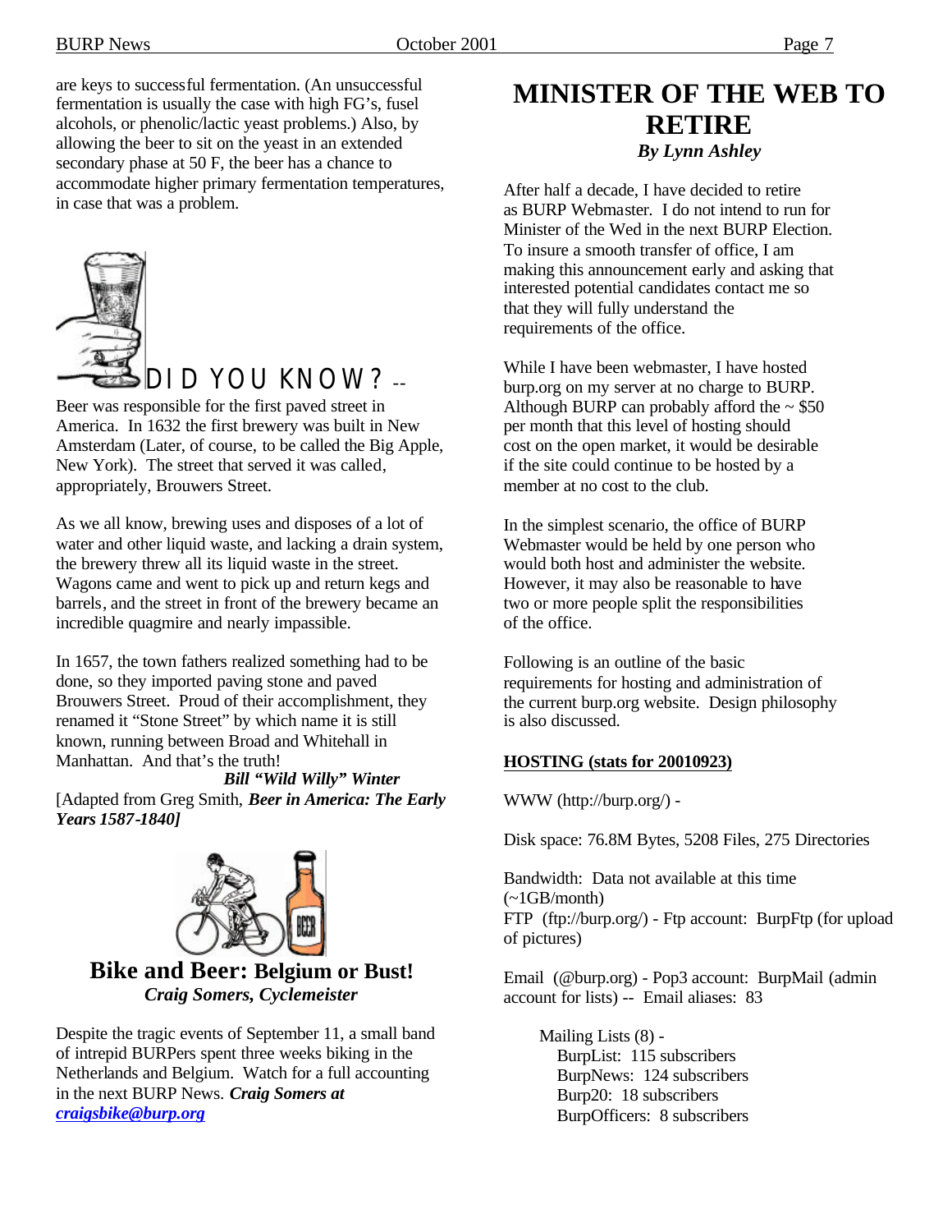are keys to successful fermentation. (An unsuccessful fermentation is usually the case with high FG's, fusel alcohols, or phenolic/lactic yeast problems.) Also, by allowing the beer to sit on the yeast in an extended secondary phase at 50 F, the beer has a chance to accommodate higher primary fermentation temperatures, in case that was a problem.

## DID YOU KNOW? --

Beer was responsible for the first paved street in America. In 1632 the first brewery was built in New Amsterdam (Later, of course, to be called the Big Apple, New York). The street that served it was called, appropriately, Brouwers Street.

As we all know, brewing uses and disposes of a lot of water and other liquid waste, and lacking a drain system, the brewery threw all its liquid waste in the street. Wagons came and went to pick up and return kegs and barrels, and the street in front of the brewery became an incredible quagmire and nearly impassible.

In 1657, the town fathers realized something had to be done, so they imported paving stone and paved Brouwers Street. Proud of their accomplishment, they renamed it "Stone Street" by which name it is still known, running between Broad and Whitehall in Manhattan. And that's the truth!

***Bill "Wild Willy" Winter***

[Adapted from Greg Smith, ***Beer in America: The Early Years 1587-1840]***

## Bike and Beer: Belgium or Bust!

***Craig Somers, Cyclemeister***

Despite the tragic events of September 11, a small band of intrepid BURPers spent three weeks biking in the Netherlands and Belgium. Watch for a full accounting in the next BURP News. ***Craig Somers at craigsbike@burp.org***

# MINISTER OF THE WEB TO RETIRE

***By Lynn Ashley***

After half a decade, I have decided to retire as BURP Webmaster. I do not intend to run for Minister of the Wed in the next BURP Election. To insure a smooth transfer of office, I am making this announcement early and asking that interested potential candidates contact me so that they will fully understand the requirements of the office.

While I have been webmaster, I have hosted burp.org on my server at no charge to BURP. Although BURP can probably afford the ~ $50 per month that this level of hosting should cost on the open market, it would be desirable if the site could continue to be hosted by a member at no cost to the club.

In the simplest scenario, the office of BURP Webmaster would be held by one person who would both host and administer the website. However, it may also be reasonable to have two or more people split the responsibilities of the office.

Following is an outline of the basic requirements for hosting and administration of the current burp.org website. Design philosophy is also discussed.

**HOSTING (stats for 20010923)**

WWW (http://burp.org/) -

Disk space: 76.8M Bytes, 5208 Files, 275 Directories

Bandwidth: Data not available at this time (~1GB/month)
FTP (ftp://burp.org/) - Ftp account: BurpFtp (for upload of pictures)

Email (@burp.org) - Pop3 account: BurpMail (admin account for lists) -- Email aliases: 83

Mailing Lists (8) -
- BurpList: 115 subscribers
- BurpNews: 124 subscribers
- Burp20: 18 subscribers
- BurpOfficers: 8 subscribers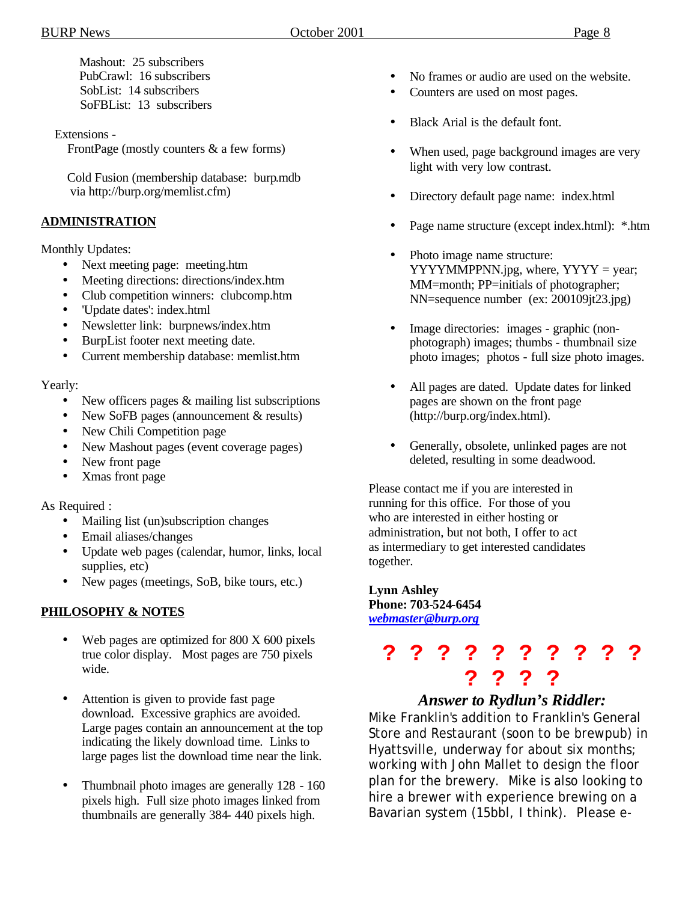Mashout:  25 subscribers
PubCrawl:  16 subscribers
SobList:  14 subscribers
SoFBList:  13  subscribers

Extensions -
FrontPage (mostly counters & a few forms)

Cold Fusion (membership database:  burp.mdb via http://burp.org/memlist.cfm)

## ADMINISTRATION

Monthly Updates:

- Next meeting page:  meeting.htm
- Meeting directions: directions/index.htm
- Club competition winners:  clubcomp.htm
- 'Update dates': index.html
- Newsletter link:  burpnews/index.htm
- BurpList footer next meeting date.
- Current membership database: memlist.htm

Yearly:

- New officers pages & mailing list subscriptions
- New SoFB pages (announcement & results)
- New Chili Competition page
- New Mashout pages (event coverage pages)
- New front page
- Xmas front page

As Required :

- Mailing list (un)subscription changes
- Email aliases/changes
- Update web pages (calendar, humor, links, local supplies, etc)
- New pages (meetings, SoB, bike tours, etc.)

## PHILOSOPHY & NOTES

- Web pages are optimized for 800 X 600 pixels true color display.   Most pages are 750 pixels wide.
- Attention is given to provide fast page download.  Excessive graphics are avoided.  Large pages contain an announcement at the top indicating the likely download time.  Links to large pages list the download time near the link.
- Thumbnail photo images are generally 128 - 160 pixels high.  Full size photo images linked from thumbnails are generally 384- 440 pixels high.
- No frames or audio are used on the website.
- Counters are used on most pages.
- Black Arial is the default font.
- When used, page background images are very light with very low contrast.
- Directory default page name:  index.html
- Page name structure (except index.html):  *.htm
- Photo image name structure: YYYYMMPPNN.jpg, where, YYYY = year; MM=month; PP=initials of photographer; NN=sequence number  (ex: 200109jt23.jpg)
- Image directories:  images - graphic (non-photograph) images; thumbs - thumbnail size photo images;  photos - full size photo images.
- All pages are dated.  Update dates for linked pages are shown on the front page (http://burp.org/index.html).
- Generally, obsolete, unlinked pages are not deleted, resulting in some deadwood.

Please contact me if you are interested in running for this office.  For those of you who are interested in either hosting or administration, but not both, I offer to act as intermediary to get interested candidates together.

**Lynn Ashley**
**Phone: 703-524-6454**
***webmaster@burp.org***

? ? ? ? ? ? ? ? ? ?
? ? ? ?

### *Answer to Rydlun's Riddler:*

Mike Franklin's addition to Franklin's General Store and Restaurant (soon to be brewpub) in Hyattsville, underway for about six months; working with John Mallet to design the floor plan for the brewery.  Mike is also looking to hire a brewer with experience brewing on a Bavarian system (15bbl, I think).  Please e-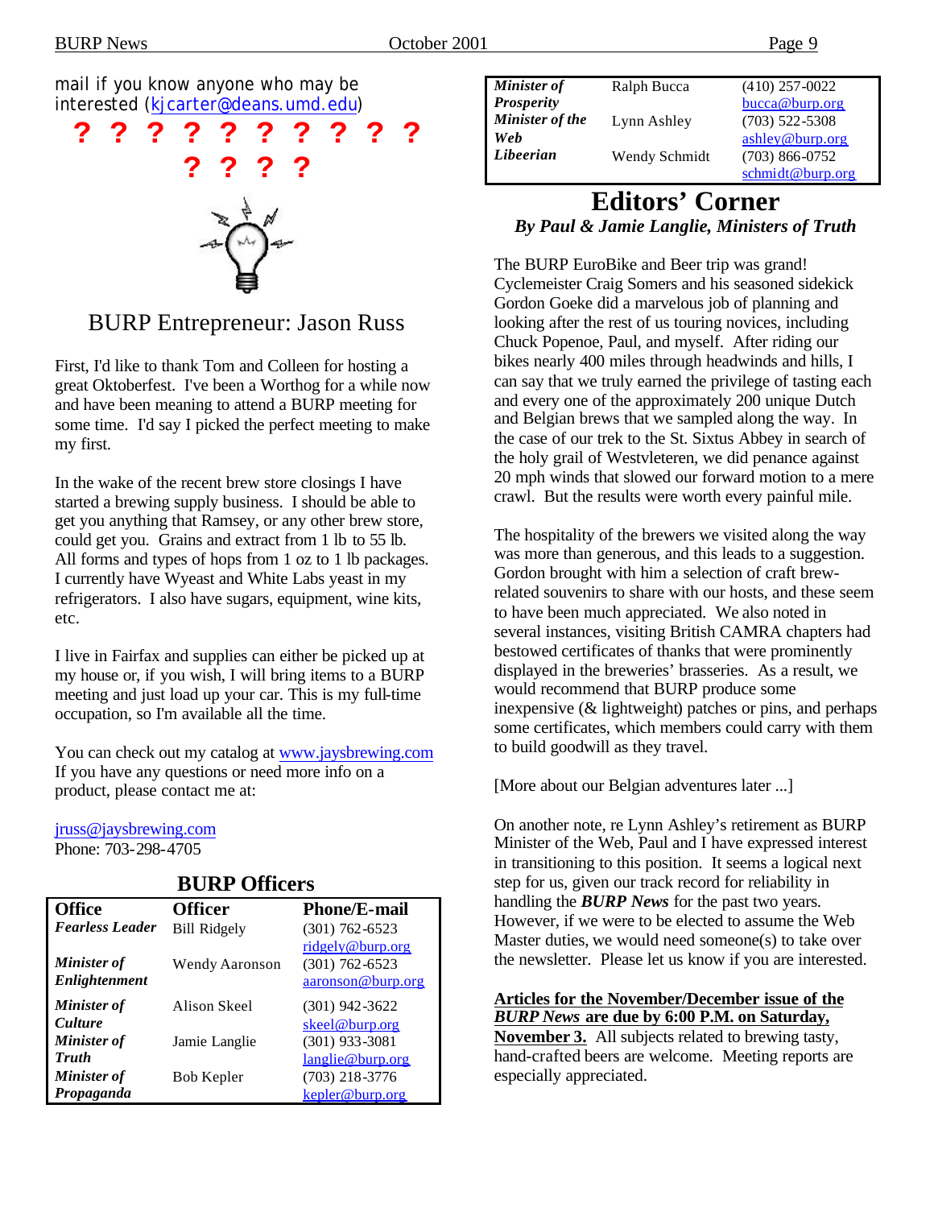mail if you know anyone who may be interested (kjcarter@deans.umd.edu)

? ? ? ? ? ? ? ? ? ?
? ? ? ?

## BURP Entrepreneur: Jason Russ

First, I'd like to thank Tom and Colleen for hosting a great Oktoberfest. I've been a Worthog for a while now and have been meaning to attend a BURP meeting for some time. I'd say I picked the perfect meeting to make my first.

In the wake of the recent brew store closings I have started a brewing supply business. I should be able to get you anything that Ramsey, or any other brew store, could get you. Grains and extract from 1 lb to 55 lb. All forms and types of hops from 1 oz to 1 lb packages. I currently have Wyeast and White Labs yeast in my refrigerators. I also have sugars, equipment, wine kits, etc.

I live in Fairfax and supplies can either be picked up at my house or, if you wish, I will bring items to a BURP meeting and just load up your car. This is my full-time occupation, so I'm available all the time.

You can check out my catalog at www.jaysbrewing.com If you have any questions or need more info on a product, please contact me at:

jruss@jaysbrewing.com
Phone: 703-298-4705

## BURP Officers

| Office | Officer | Phone/E-mail |
|---|---|---|
| ***Fearless Leader*** | Bill Ridgely | (301) 762-6523 ridgely@burp.org |
| ***Minister of Enlightenment*** | Wendy Aaronson | (301) 762-6523 aaronson@burp.org |
| ***Minister of Culture*** | Alison Skeel | (301) 942-3622 skeel@burp.org |
| ***Minister of Truth*** | Jamie Langlie | (301) 933-3081 langlie@burp.org |
| ***Minister of Propaganda*** | Bob Kepler | (703) 218-3776 kepler@burp.org |
| ***Minister of Prosperity*** | Ralph Bucca | (410) 257-0022 bucca@burp.org |
| ***Minister of the Web*** | Lynn Ashley | (703) 522-5308 ashley@burp.org |
| ***Libeerian*** | Wendy Schmidt | (703) 866-0752 schmidt@burp.org |

## Editors' Corner

***By Paul & Jamie Langlie, Ministers of Truth***

The BURP EuroBike and Beer trip was grand! Cyclemeister Craig Somers and his seasoned sidekick Gordon Goeke did a marvelous job of planning and looking after the rest of us touring novices, including Chuck Popenoe, Paul, and myself. After riding our bikes nearly 400 miles through headwinds and hills, I can say that we truly earned the privilege of tasting each and every one of the approximately 200 unique Dutch and Belgian brews that we sampled along the way. In the case of our trek to the St. Sixtus Abbey in search of the holy grail of Westvleteren, we did penance against 20 mph winds that slowed our forward motion to a mere crawl. But the results were worth every painful mile.

The hospitality of the brewers we visited along the way was more than generous, and this leads to a suggestion. Gordon brought with him a selection of craft brew-related souvenirs to share with our hosts, and these seem to have been much appreciated. We also noted in several instances, visiting British CAMRA chapters had bestowed certificates of thanks that were prominently displayed in the breweries' brasseries. As a result, we would recommend that BURP produce some inexpensive (& lightweight) patches or pins, and perhaps some certificates, which members could carry with them to build goodwill as they travel.

[More about our Belgian adventures later ...]

On another note, re Lynn Ashley's retirement as BURP Minister of the Web, Paul and I have expressed interest in transitioning to this position. It seems a logical next step for us, given our track record for reliability in handling the ***BURP News*** for the past two years. However, if we were to be elected to assume the Web Master duties, we would need someone(s) to take over the newsletter. Please let us know if you are interested.

**Articles for the November/December issue of the *BURP News* are due by 6:00 P.M. on Saturday, November 3.** All subjects related to brewing tasty, hand-crafted beers are welcome. Meeting reports are especially appreciated.